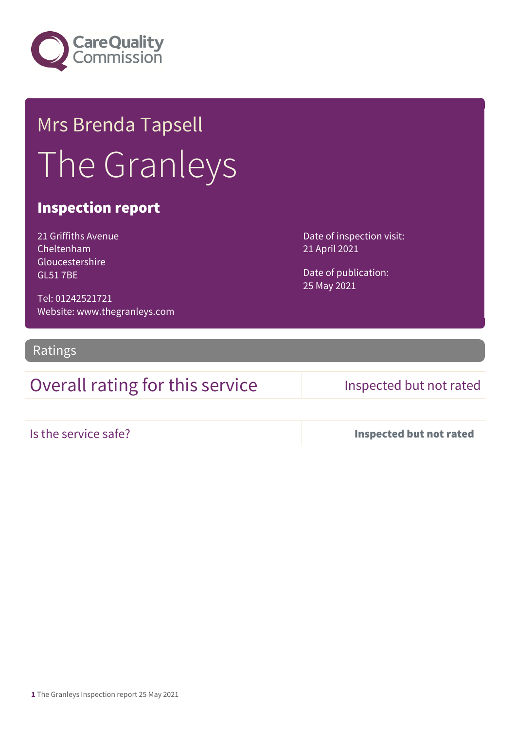Care Quality Commission

# Mrs Brenda Tapsell

# The Granleys

## Inspection report

21 Griffiths Avenue
Cheltenham
Gloucestershire
GL51 7BE

Tel: 01242521721
Website: www.thegranleys.com

Date of inspection visit:
21 April 2021

Date of publication:
25 May 2021

## Ratings

| Overall rating for this service | Inspected but not rated |
|---|---|
| Is the service safe? | **Inspected but not rated** |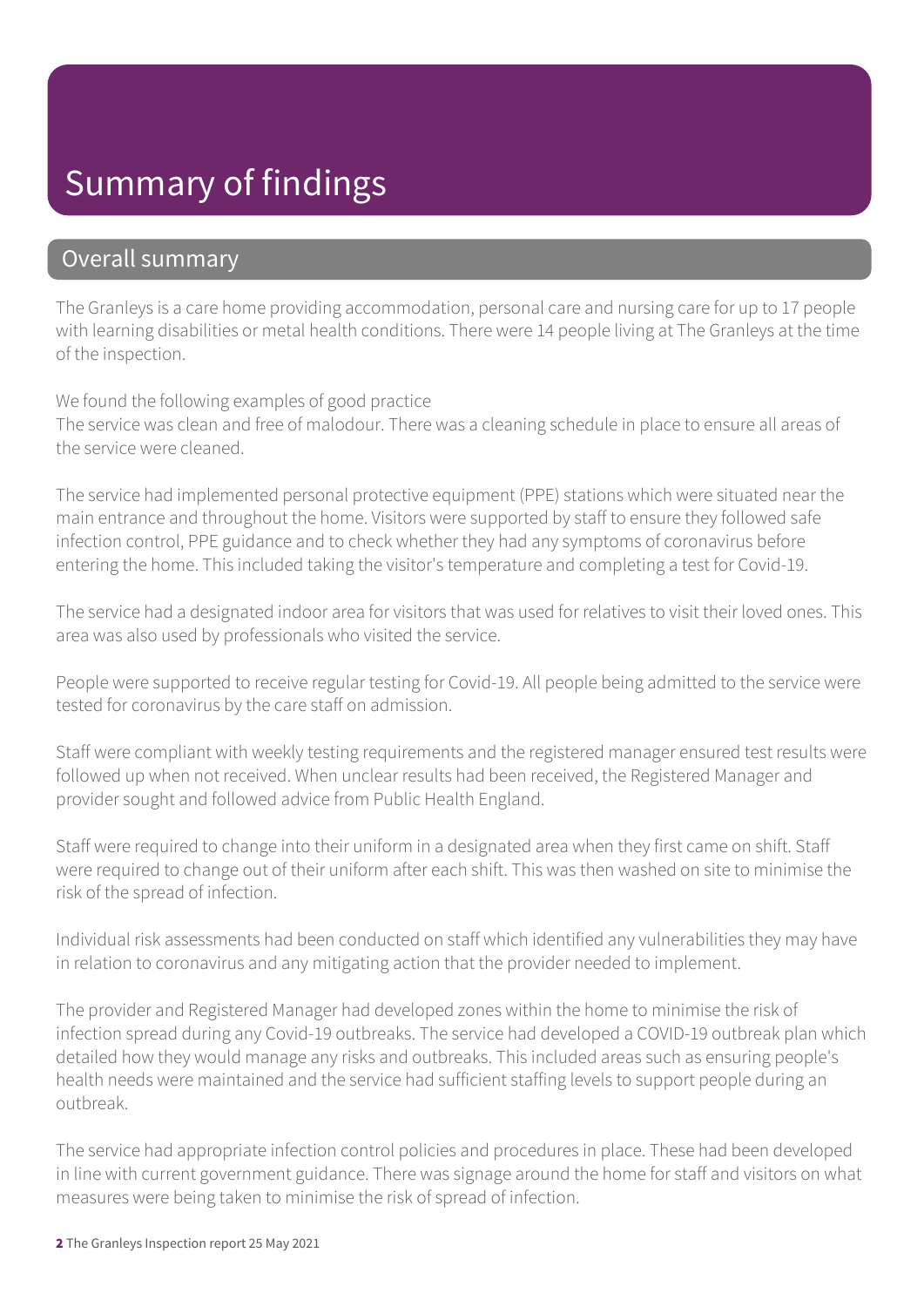# Summary of findings

## Overall summary

The Granleys is a care home providing accommodation, personal care and nursing care for up to 17 people with learning disabilities or metal health conditions. There were 14 people living at The Granleys at the time of the inspection.

We found the following examples of good practice
The service was clean and free of malodour. There was a cleaning schedule in place to ensure all areas of the service were cleaned.

The service had implemented personal protective equipment (PPE) stations which were situated near the main entrance and throughout the home. Visitors were supported by staff to ensure they followed safe infection control, PPE guidance and to check whether they had any symptoms of coronavirus before entering the home. This included taking the visitor's temperature and completing a test for Covid-19.

The service had a designated indoor area for visitors that was used for relatives to visit their loved ones. This area was also used by professionals who visited the service.

People were supported to receive regular testing for Covid-19. All people being admitted to the service were tested for coronavirus by the care staff on admission.

Staff were compliant with weekly testing requirements and the registered manager ensured test results were followed up when not received. When unclear results had been received, the Registered Manager and provider sought and followed advice from Public Health England.

Staff were required to change into their uniform in a designated area when they first came on shift. Staff were required to change out of their uniform after each shift. This was then washed on site to minimise the risk of the spread of infection.

Individual risk assessments had been conducted on staff which identified any vulnerabilities they may have in relation to coronavirus and any mitigating action that the provider needed to implement.

The provider and Registered Manager had developed zones within the home to minimise the risk of infection spread during any Covid-19 outbreaks. The service had developed a COVID-19 outbreak plan which detailed how they would manage any risks and outbreaks. This included areas such as ensuring people's health needs were maintained and the service had sufficient staffing levels to support people during an outbreak.

The service had appropriate infection control policies and procedures in place. These had been developed in line with current government guidance. There was signage around the home for staff and visitors on what measures were being taken to minimise the risk of spread of infection.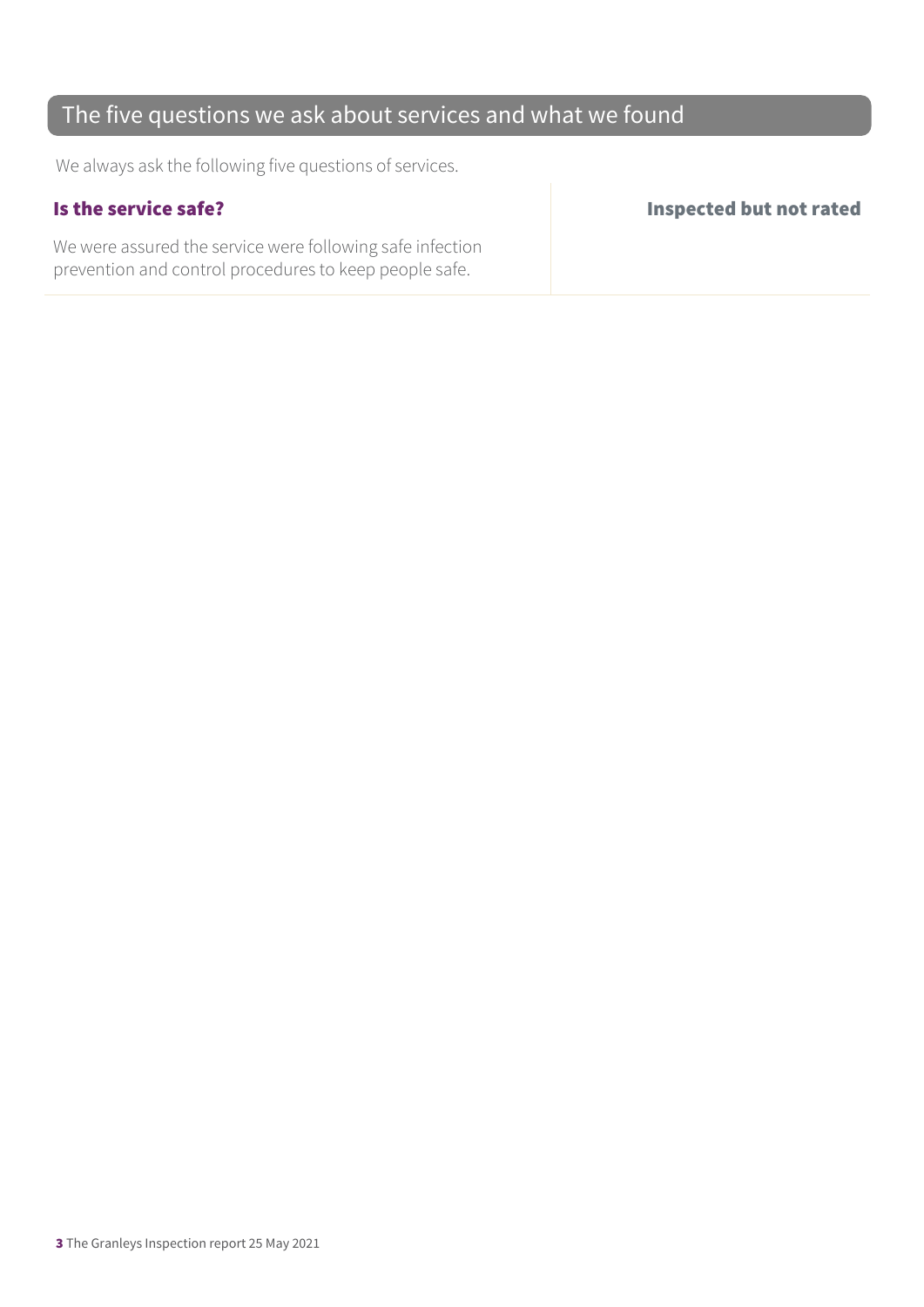## The five questions we ask about services and what we found

We always ask the following five questions of services.

| **Is the service safe?** | **Inspected but not rated** |
|---|---|
| We were assured the service were following safe infection prevention and control procedures to keep people safe. | |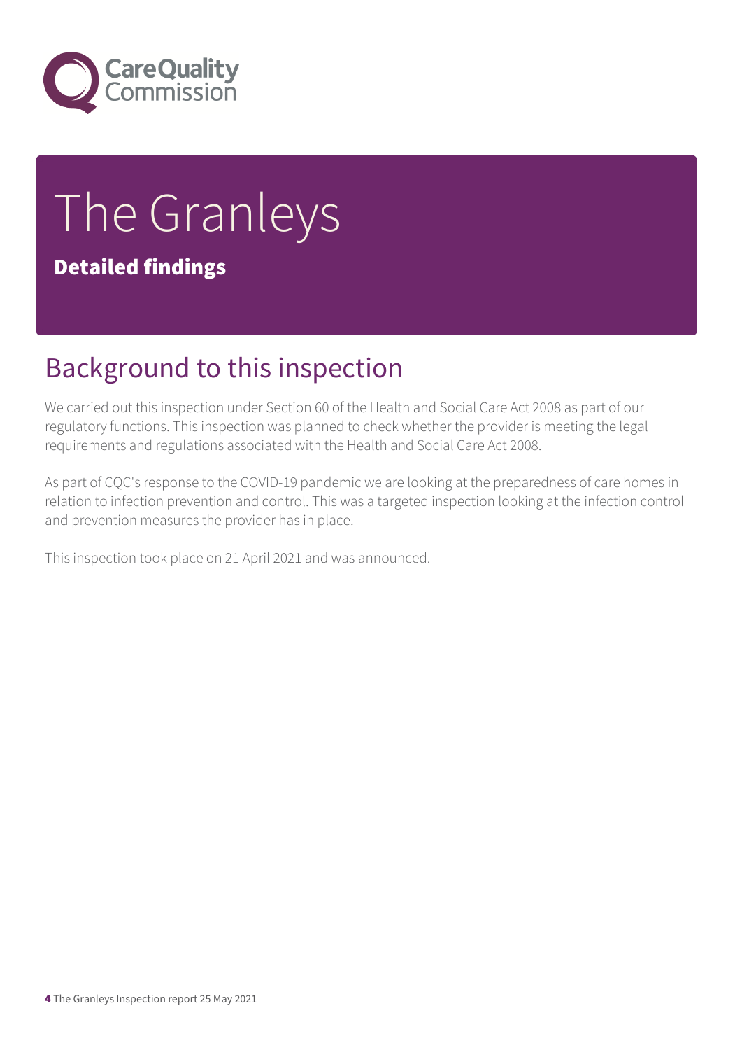# The Granleys

**Detailed findings**

## Background to this inspection

We carried out this inspection under Section 60 of the Health and Social Care Act 2008 as part of our regulatory functions. This inspection was planned to check whether the provider is meeting the legal requirements and regulations associated with the Health and Social Care Act 2008.

As part of CQC's response to the COVID-19 pandemic we are looking at the preparedness of care homes in relation to infection prevention and control. This was a targeted inspection looking at the infection control and prevention measures the provider has in place.

This inspection took place on 21 April 2021 and was announced.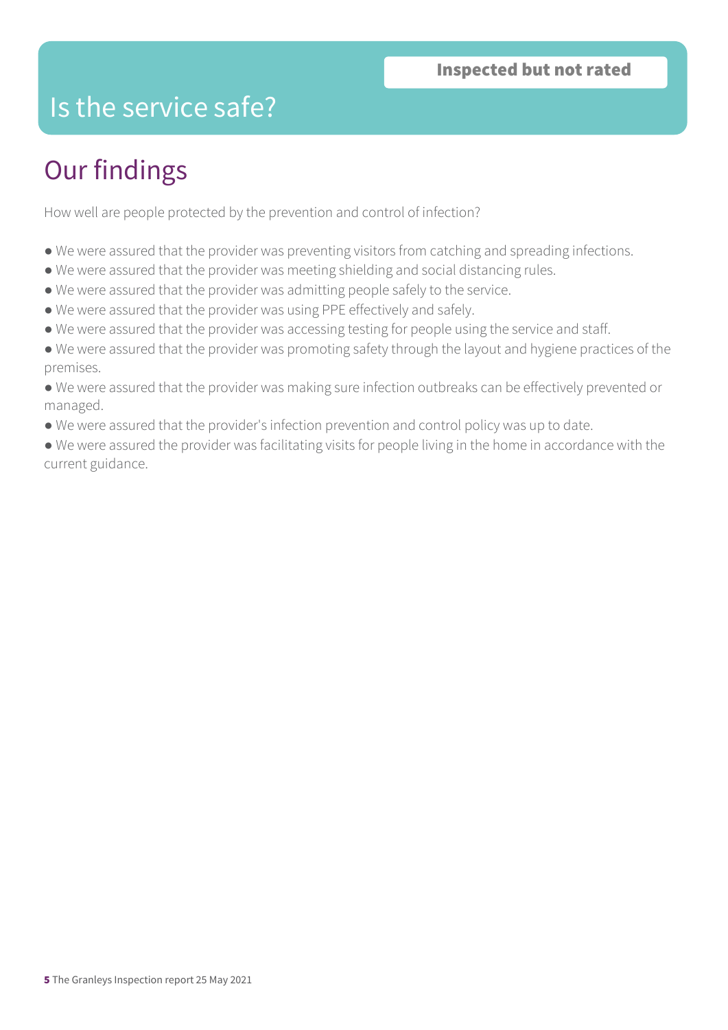# Is the service safe?

**Inspected but not rated**

## Our findings

How well are people protected by the prevention and control of infection?

- We were assured that the provider was preventing visitors from catching and spreading infections.
- We were assured that the provider was meeting shielding and social distancing rules.
- We were assured that the provider was admitting people safely to the service.
- We were assured that the provider was using PPE effectively and safely.
- We were assured that the provider was accessing testing for people using the service and staff.
- We were assured that the provider was promoting safety through the layout and hygiene practices of the premises.
- We were assured that the provider was making sure infection outbreaks can be effectively prevented or managed.
- We were assured that the provider's infection prevention and control policy was up to date.
- We were assured the provider was facilitating visits for people living in the home in accordance with the current guidance.